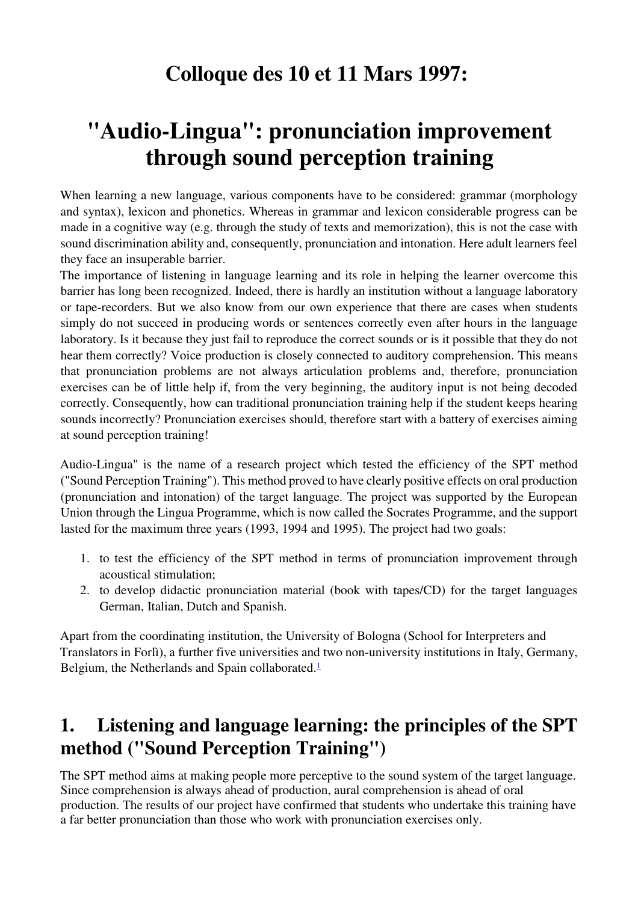## Colloque des 10 et 11 Mars 1997:

# "Audio-Lingua": pronunciation improvement through sound perception training

When learning a new language, various components have to be considered: grammar (morphology and syntax), lexicon and phonetics. Whereas in grammar and lexicon considerable progress can be made in a cognitive way (e.g. through the study of texts and memorization), this is not the case with sound discrimination ability and, consequently, pronunciation and intonation. Here adult learners feel they face an insuperable barrier.

The importance of listening in language learning and its role in helping the learner overcome this barrier has long been recognized. Indeed, there is hardly an institution without a language laboratory or tape-recorders. But we also know from our own experience that there are cases when students simply do not succeed in producing words or sentences correctly even after hours in the language laboratory. Is it because they just fail to reproduce the correct sounds or is it possible that they do not hear them correctly? Voice production is closely connected to auditory comprehension. This means that pronunciation problems are not always articulation problems and, therefore, pronunciation exercises can be of little help if, from the very beginning, the auditory input is not being decoded correctly. Consequently, how can traditional pronunciation training help if the student keeps hearing sounds incorrectly? Pronunciation exercises should, therefore start with a battery of exercises aiming at sound perception training!

Audio-Lingua" is the name of a research project which tested the efficiency of the SPT method ("Sound Perception Training"). This method proved to have clearly positive effects on oral production (pronunciation and intonation) of the target language. The project was supported by the European Union through the Lingua Programme, which is now called the Socrates Programme, and the support lasted for the maximum three years (1993, 1994 and 1995). The project had two goals:

1. to test the efficiency of the SPT method in terms of pronunciation improvement through acoustical stimulation;
2. to develop didactic pronunciation material (book with tapes/CD) for the target languages German, Italian, Dutch and Spanish.

Apart from the coordinating institution, the University of Bologna (School for Interpreters and Translators in Forlì), a further five universities and two non-university institutions in Italy, Germany, Belgium, the Netherlands and Spain collaborated.[1]

## 1. Listening and language learning: the principles of the SPT method ("Sound Perception Training")

The SPT method aims at making people more perceptive to the sound system of the target language. Since comprehension is always ahead of production, aural comprehension is ahead of oral production. The results of our project have confirmed that students who undertake this training have a far better pronunciation than those who work with pronunciation exercises only.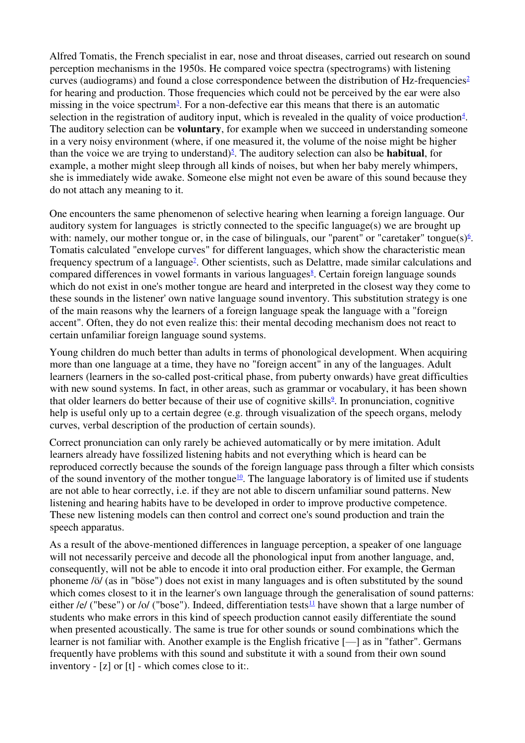Alfred Tomatis, the French specialist in ear, nose and throat diseases, carried out research on sound perception mechanisms in the 1950s. He compared voice spectra (spectrograms) with listening curves (audiograms) and found a close correspondence between the distribution of Hz-frequencies[2] for hearing and production. Those frequencies which could not be perceived by the ear were also missing in the voice spectrum[3]. For a non-defective ear this means that there is an automatic selection in the registration of auditory input, which is revealed in the quality of voice production[4]. The auditory selection can be **voluntary**, for example when we succeed in understanding someone in a very noisy environment (where, if one measured it, the volume of the noise might be higher than the voice we are trying to understand)[5]. The auditory selection can also be **habitual**, for example, a mother might sleep through all kinds of noises, but when her baby merely whimpers, she is immediately wide awake. Someone else might not even be aware of this sound because they do not attach any meaning to it.

One encounters the same phenomenon of selective hearing when learning a foreign language. Our auditory system for languages is strictly connected to the specific language(s) we are brought up with: namely, our mother tongue or, in the case of bilinguals, our "parent" or "caretaker" tongue(s)[6]. Tomatis calculated "envelope curves" for different languages, which show the characteristic mean frequency spectrum of a language[7]. Other scientists, such as Delattre, made similar calculations and compared differences in vowel formants in various languages[8]. Certain foreign language sounds which do not exist in one's mother tongue are heard and interpreted in the closest way they come to these sounds in the listener' own native language sound inventory. This substitution strategy is one of the main reasons why the learners of a foreign language speak the language with a "foreign accent". Often, they do not even realize this: their mental decoding mechanism does not react to certain unfamiliar foreign language sound systems.

Young children do much better than adults in terms of phonological development. When acquiring more than one language at a time, they have no "foreign accent" in any of the languages. Adult learners (learners in the so-called post-critical phase, from puberty onwards) have great difficulties with new sound systems. In fact, in other areas, such as grammar or vocabulary, it has been shown that older learners do better because of their use of cognitive skills[9]. In pronunciation, cognitive help is useful only up to a certain degree (e.g. through visualization of the speech organs, melody curves, verbal description of the production of certain sounds).

Correct pronunciation can only rarely be achieved automatically or by mere imitation. Adult learners already have fossilized listening habits and not everything which is heard can be reproduced correctly because the sounds of the foreign language pass through a filter which consists of the sound inventory of the mother tongue[10]. The language laboratory is of limited use if students are not able to hear correctly, i.e. if they are not able to discern unfamiliar sound patterns. New listening and hearing habits have to be developed in order to improve productive competence. These new listening models can then control and correct one's sound production and train the speech apparatus.

As a result of the above-mentioned differences in language perception, a speaker of one language will not necessarily perceive and decode all the phonological input from another language, and, consequently, will not be able to encode it into oral production either. For example, the German phoneme /ö/ (as in "böse") does not exist in many languages and is often substituted by the sound which comes closest to it in the learner's own language through the generalisation of sound patterns: either /e/ ("bese") or /o/ ("bose"). Indeed, differentiation tests[11] have shown that a large number of students who make errors in this kind of speech production cannot easily differentiate the sound when presented acoustically. The same is true for other sounds or sound combinations which the learner is not familiar with. Another example is the English fricative [—] as in "father". Germans frequently have problems with this sound and substitute it with a sound from their own sound inventory - [z] or [t] - which comes close to it:.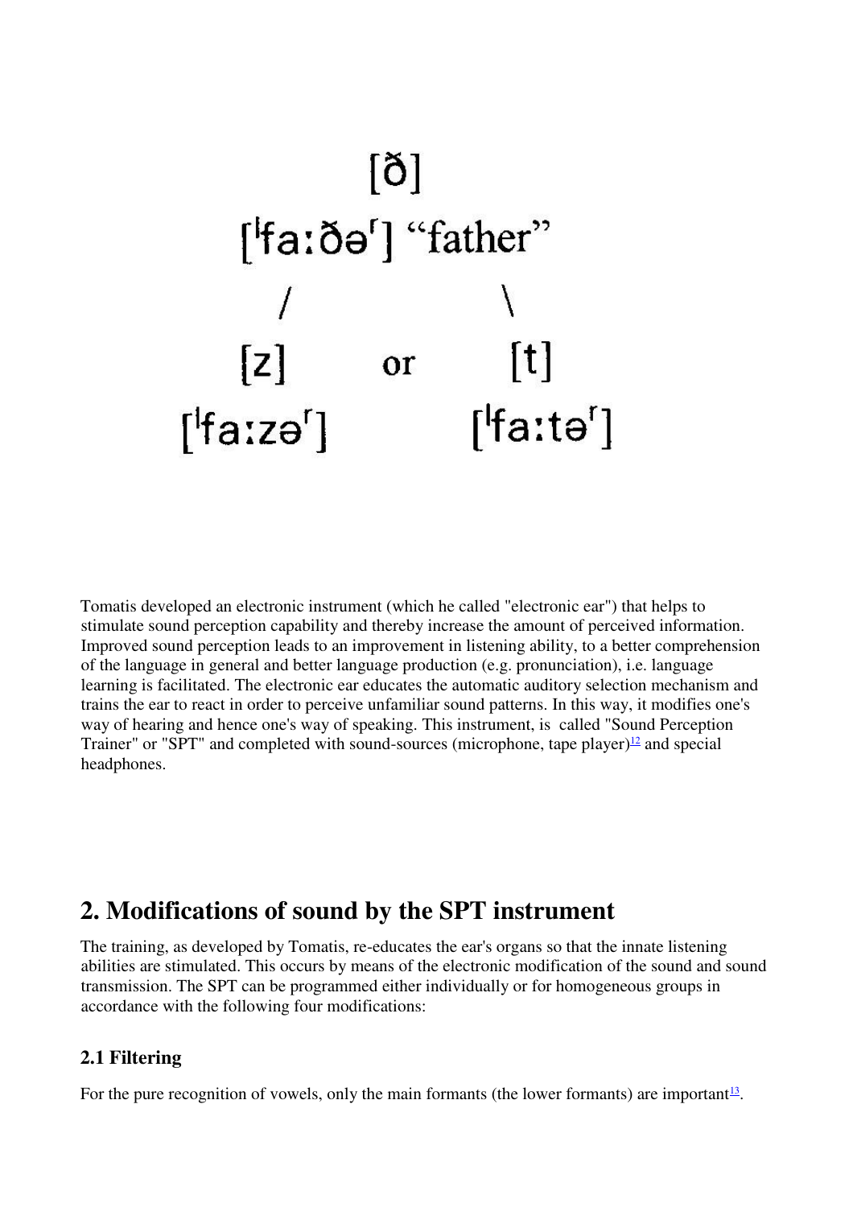[ð]

[ˈfaːðəʳ] "father"

/ \

[z] or [t]

[ˈfaːzəʳ] [ˈfaːtəʳ]

Tomatis developed an electronic instrument (which he called "electronic ear") that helps to stimulate sound perception capability and thereby increase the amount of perceived information. Improved sound perception leads to an improvement in listening ability, to a better comprehension of the language in general and better language production (e.g. pronunciation), i.e. language learning is facilitated. The electronic ear educates the automatic auditory selection mechanism and trains the ear to react in order to perceive unfamiliar sound patterns. In this way, it modifies one's way of hearing and hence one's way of speaking. This instrument, is called "Sound Perception Trainer" or "SPT" and completed with sound-sources (microphone, tape player)[12] and special headphones.

## 2. Modifications of sound by the SPT instrument

The training, as developed by Tomatis, re-educates the ear's organs so that the innate listening abilities are stimulated. This occurs by means of the electronic modification of the sound and sound transmission. The SPT can be programmed either individually or for homogeneous groups in accordance with the following four modifications:

### 2.1 Filtering

For the pure recognition of vowels, only the main formants (the lower formants) are important[13].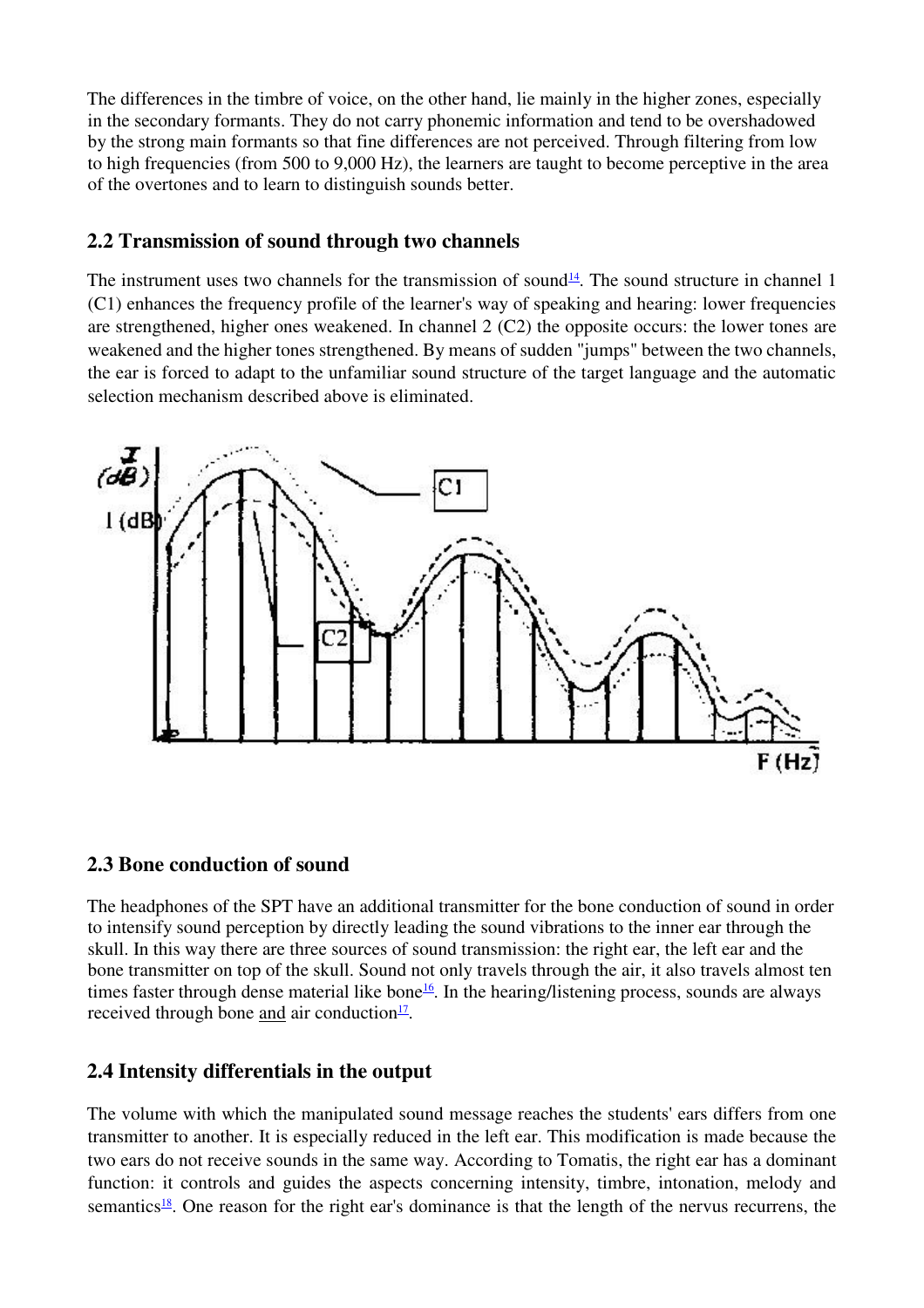The differences in the timbre of voice, on the other hand, lie mainly in the higher zones, especially in the secondary formants. They do not carry phonemic information and tend to be overshadowed by the strong main formants so that fine differences are not perceived. Through filtering from low to high frequencies (from 500 to 9,000 Hz), the learners are taught to become perceptive in the area of the overtones and to learn to distinguish sounds better.

### 2.2 Transmission of sound through two channels

The instrument uses two channels for the transmission of sound[14]. The sound structure in channel 1 (C1) enhances the frequency profile of the learner's way of speaking and hearing: lower frequencies are strengthened, higher ones weakened. In channel 2 (C2) the opposite occurs: the lower tones are weakened and the higher tones strengthened. By means of sudden "jumps" between the two channels, the ear is forced to adapt to the unfamiliar sound structure of the target language and the automatic selection mechanism described above is eliminated.

### 2.3 Bone conduction of sound

The headphones of the SPT have an additional transmitter for the bone conduction of sound in order to intensify sound perception by directly leading the sound vibrations to the inner ear through the skull. In this way there are three sources of sound transmission: the right ear, the left ear and the bone transmitter on top of the skull. Sound not only travels through the air, it also travels almost ten times faster through dense material like bone[16]. In the hearing/listening process, sounds are always received through bone <u>and</u> air conduction[17].

### 2.4 Intensity differentials in the output

The volume with which the manipulated sound message reaches the students' ears differs from one transmitter to another. It is especially reduced in the left ear. This modification is made because the two ears do not receive sounds in the same way. According to Tomatis, the right ear has a dominant function: it controls and guides the aspects concerning intensity, timbre, intonation, melody and semantics[18]. One reason for the right ear's dominance is that the length of the nervus recurrens, the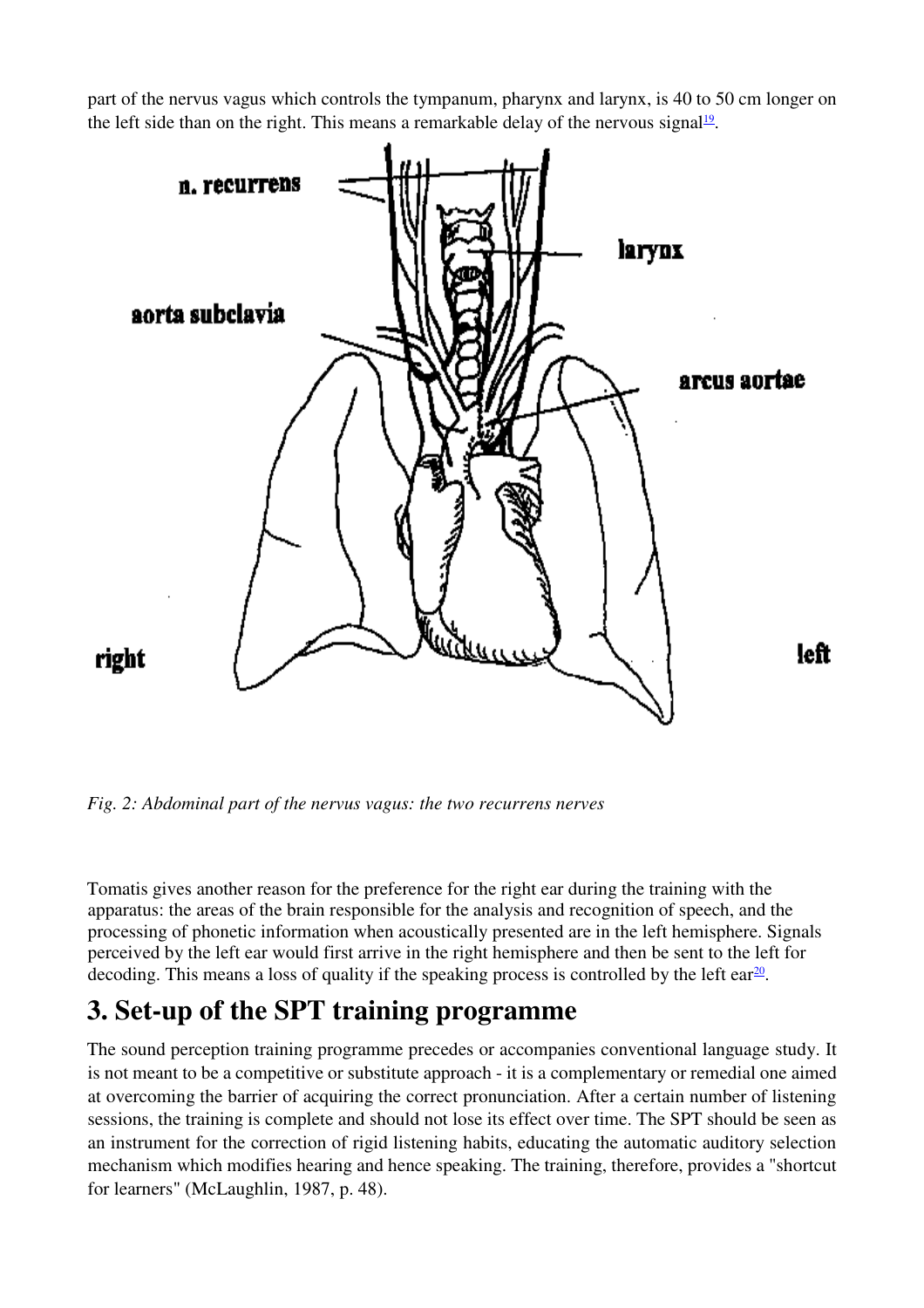part of the nervus vagus which controls the tympanum, pharynx and larynx, is 40 to 50 cm longer on the left side than on the right. This means a remarkable delay of the nervous signal[19].

*Fig. 2: Abdominal part of the nervus vagus: the two recurrens nerves*

Tomatis gives another reason for the preference for the right ear during the training with the apparatus: the areas of the brain responsible for the analysis and recognition of speech, and the processing of phonetic information when acoustically presented are in the left hemisphere. Signals perceived by the left ear would first arrive in the right hemisphere and then be sent to the left for decoding. This means a loss of quality if the speaking process is controlled by the left ear[20].

## 3. Set-up of the SPT training programme

The sound perception training programme precedes or accompanies conventional language study. It is not meant to be a competitive or substitute approach - it is a complementary or remedial one aimed at overcoming the barrier of acquiring the correct pronunciation. After a certain number of listening sessions, the training is complete and should not lose its effect over time. The SPT should be seen as an instrument for the correction of rigid listening habits, educating the automatic auditory selection mechanism which modifies hearing and hence speaking. The training, therefore, provides a "shortcut for learners" (McLaughlin, 1987, p. 48).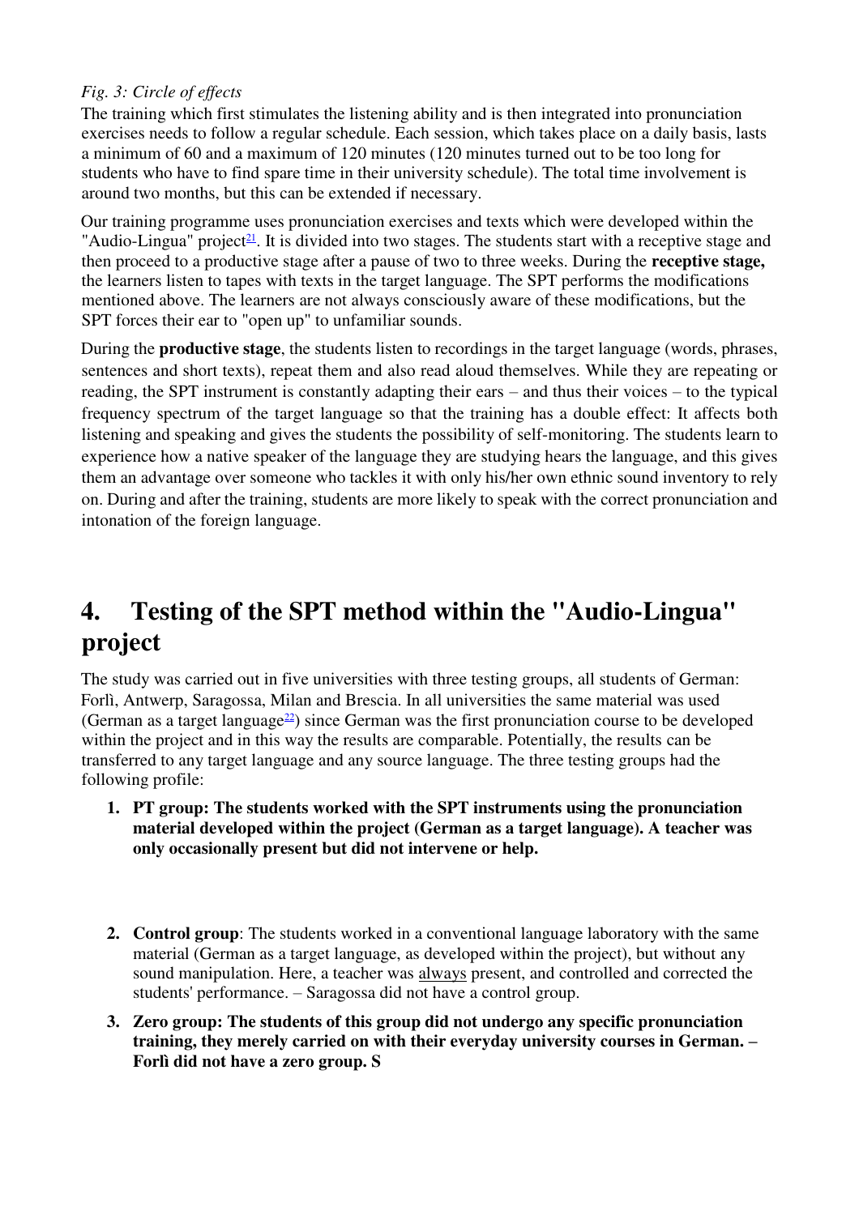*Fig. 3: Circle of effects*

The training which first stimulates the listening ability and is then integrated into pronunciation exercises needs to follow a regular schedule. Each session, which takes place on a daily basis, lasts a minimum of 60 and a maximum of 120 minutes (120 minutes turned out to be too long for students who have to find spare time in their university schedule). The total time involvement is around two months, but this can be extended if necessary.

Our training programme uses pronunciation exercises and texts which were developed within the "Audio-Lingua" project[21]. It is divided into two stages. The students start with a receptive stage and then proceed to a productive stage after a pause of two to three weeks. During the **receptive stage,** the learners listen to tapes with texts in the target language. The SPT performs the modifications mentioned above. The learners are not always consciously aware of these modifications, but the SPT forces their ear to "open up" to unfamiliar sounds.

During the **productive stage**, the students listen to recordings in the target language (words, phrases, sentences and short texts), repeat them and also read aloud themselves. While they are repeating or reading, the SPT instrument is constantly adapting their ears – and thus their voices – to the typical frequency spectrum of the target language so that the training has a double effect: It affects both listening and speaking and gives the students the possibility of self-monitoring. The students learn to experience how a native speaker of the language they are studying hears the language, and this gives them an advantage over someone who tackles it with only his/her own ethnic sound inventory to rely on. During and after the training, students are more likely to speak with the correct pronunciation and intonation of the foreign language.

# 4. Testing of the SPT method within the "Audio-Lingua" project

The study was carried out in five universities with three testing groups, all students of German: Forlì, Antwerp, Saragossa, Milan and Brescia. In all universities the same material was used (German as a target language[22]) since German was the first pronunciation course to be developed within the project and in this way the results are comparable. Potentially, the results can be transferred to any target language and any source language. The three testing groups had the following profile:

1. **PT group: The students worked with the SPT instruments using the pronunciation material developed within the project (German as a target language). A teacher was only occasionally present but did not intervene or help.**

2. **Control group**: The students worked in a conventional language laboratory with the same material (German as a target language, as developed within the project), but without any sound manipulation. Here, a teacher was always present, and controlled and corrected the students' performance. – Saragossa did not have a control group.

3. **Zero group: The students of this group did not undergo any specific pronunciation training, they merely carried on with their everyday university courses in German. – Forlì did not have a zero group. S**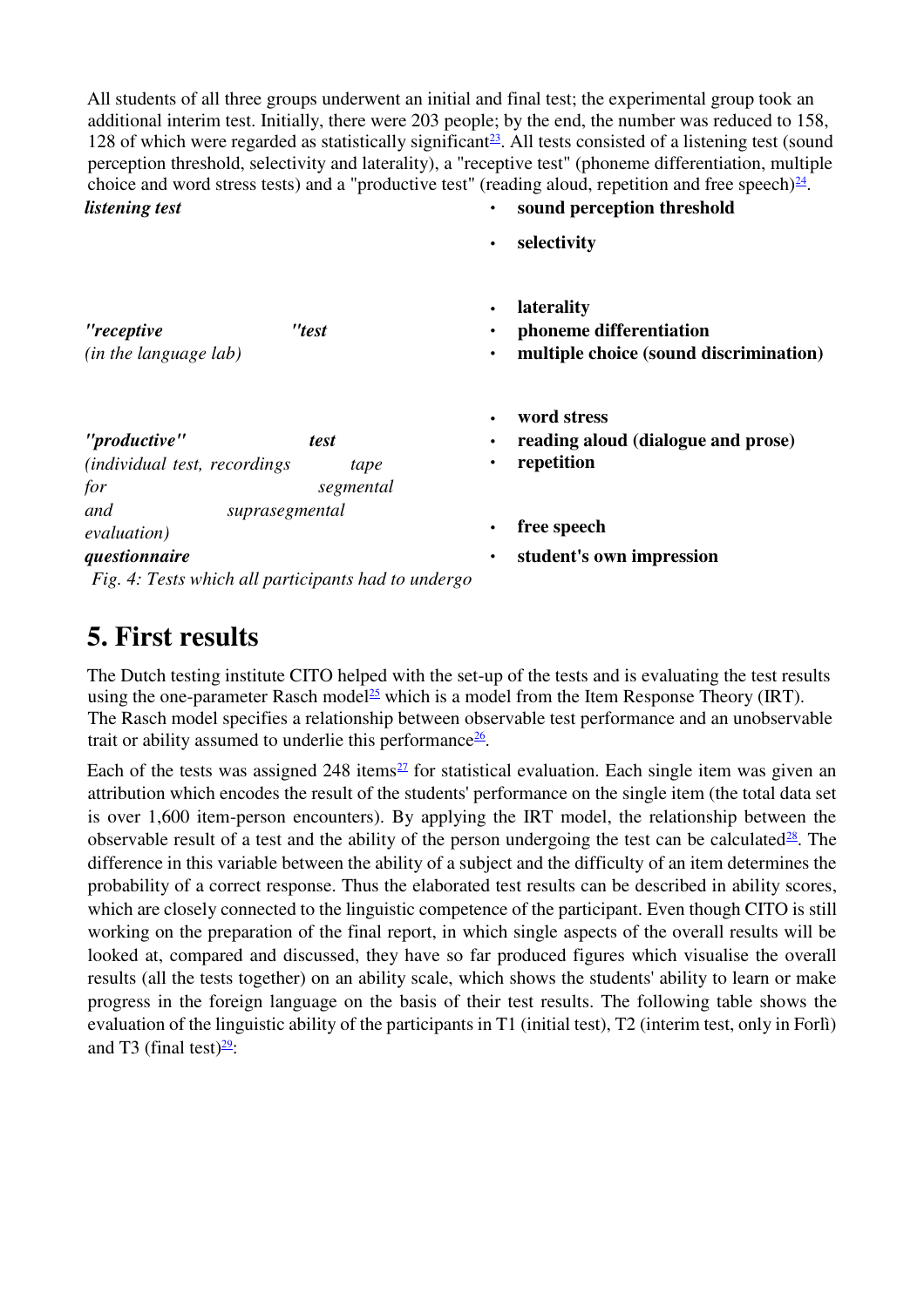All students of all three groups underwent an initial and final test; the experimental group took an additional interim test. Initially, there were 203 people; by the end, the number was reduced to 158, 128 of which were regarded as statistically significant[23]. All tests consisted of a listening test (sound perception threshold, selectivity and laterality), a "receptive test" (phoneme differentiation, multiple choice and word stress tests) and a "productive test" (reading aloud, repetition and free speech)[24].

| | |
|---|---|
| ***listening test*** | • **sound perception threshold**<br>• **selectivity**<br>• **laterality** |
| ***"receptive "test***<br>*(in the language lab)* | • **phoneme differentiation**<br>• **multiple choice (sound discrimination)**<br>• **word stress** |
| ***"productive" test***<br>*(individual test, recordings tape for segmental and suprasegmental evaluation)* | • **reading aloud (dialogue and prose)**<br>• **repetition**<br>• **free speech** |
| ***questionnaire*** | • **student's own impression** |

*Fig. 4: Tests which all participants had to undergo*

## 5. First results

The Dutch testing institute CITO helped with the set-up of the tests and is evaluating the test results using the one-parameter Rasch model[25] which is a model from the Item Response Theory (IRT). The Rasch model specifies a relationship between observable test performance and an unobservable trait or ability assumed to underlie this performance[26].

Each of the tests was assigned 248 items[27] for statistical evaluation. Each single item was given an attribution which encodes the result of the students' performance on the single item (the total data set is over 1,600 item-person encounters). By applying the IRT model, the relationship between the observable result of a test and the ability of the person undergoing the test can be calculated[28]. The difference in this variable between the ability of a subject and the difficulty of an item determines the probability of a correct response. Thus the elaborated test results can be described in ability scores, which are closely connected to the linguistic competence of the participant. Even though CITO is still working on the preparation of the final report, in which single aspects of the overall results will be looked at, compared and discussed, they have so far produced figures which visualise the overall results (all the tests together) on an ability scale, which shows the students' ability to learn or make progress in the foreign language on the basis of their test results. The following table shows the evaluation of the linguistic ability of the participants in T1 (initial test), T2 (interim test, only in Forlì) and T3 (final test)[29]: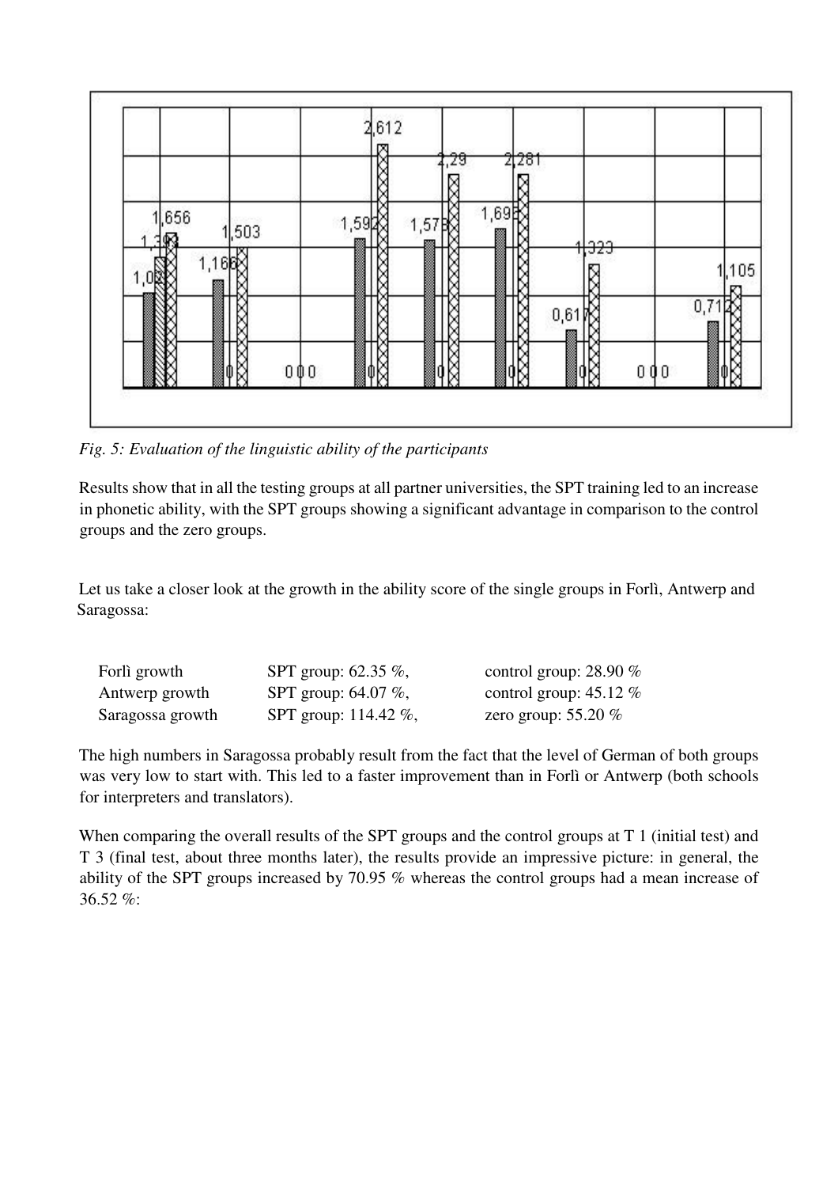*Fig. 5: Evaluation of the linguistic ability of the participants*

Results show that in all the testing groups at all partner universities, the SPT training led to an increase in phonetic ability, with the SPT groups showing a significant advantage in comparison to the control groups and the zero groups.

Let us take a closer look at the growth in the ability score of the single groups in Forlì, Antwerp and Saragossa:

| | | |
|---|---|---|
| Forlì growth | SPT group: 62.35 %, | control group: 28.90 % |
| Antwerp growth | SPT group: 64.07 %, | control group: 45.12 % |
| Saragossa growth | SPT group: 114.42 %, | zero group: 55.20 % |

The high numbers in Saragossa probably result from the fact that the level of German of both groups was very low to start with. This led to a faster improvement than in Forlì or Antwerp (both schools for interpreters and translators).

When comparing the overall results of the SPT groups and the control groups at T 1 (initial test) and T 3 (final test, about three months later), the results provide an impressive picture: in general, the ability of the SPT groups increased by 70.95 % whereas the control groups had a mean increase of 36.52 %: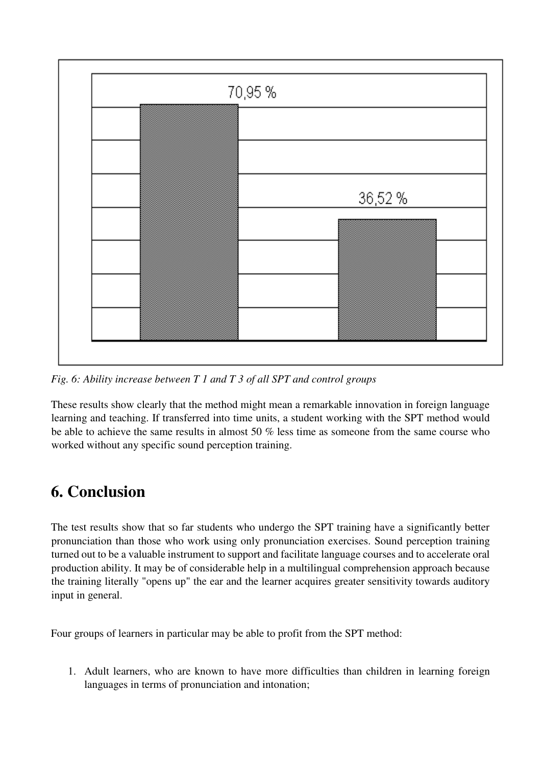70,95 %

36,52 %

*Fig. 6: Ability increase between T 1 and T 3 of all SPT and control groups*

These results show clearly that the method might mean a remarkable innovation in foreign language learning and teaching. If transferred into time units, a student working with the SPT method would be able to achieve the same results in almost 50 % less time as someone from the same course who worked without any specific sound perception training.

## 6. Conclusion

The test results show that so far students who undergo the SPT training have a significantly better pronunciation than those who work using only pronunciation exercises. Sound perception training turned out to be a valuable instrument to support and facilitate language courses and to accelerate oral production ability. It may be of considerable help in a multilingual comprehension approach because the training literally "opens up" the ear and the learner acquires greater sensitivity towards auditory input in general.

Four groups of learners in particular may be able to profit from the SPT method:

1. Adult learners, who are known to have more difficulties than children in learning foreign languages in terms of pronunciation and intonation;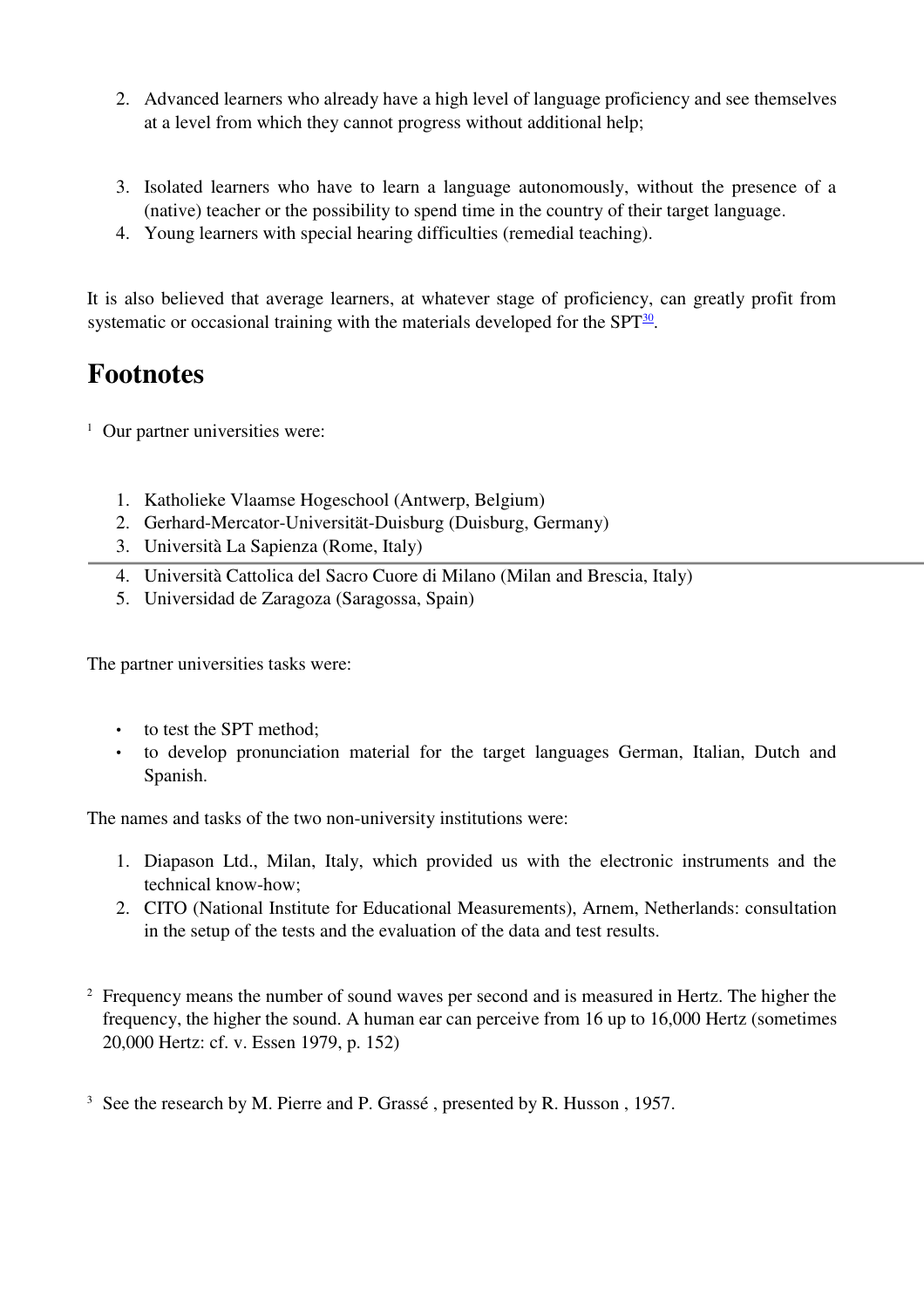2. Advanced learners who already have a high level of language proficiency and see themselves at a level from which they cannot progress without additional help;

3. Isolated learners who have to learn a language autonomously, without the presence of a (native) teacher or the possibility to spend time in the country of their target language.
4. Young learners with special hearing difficulties (remedial teaching).

It is also believed that average learners, at whatever stage of proficiency, can greatly profit from systematic or occasional training with the materials developed for the SPT[30].

# Footnotes

[1] Our partner universities were:

1. Katholieke Vlaamse Hogeschool (Antwerp, Belgium)
2. Gerhard-Mercator-Universität-Duisburg (Duisburg, Germany)
3. Università La Sapienza (Rome, Italy)
4. Università Cattolica del Sacro Cuore di Milano (Milan and Brescia, Italy)
5. Universidad de Zaragoza (Saragossa, Spain)

The partner universities tasks were:

- to test the SPT method;
- to develop pronunciation material for the target languages German, Italian, Dutch and Spanish.

The names and tasks of the two non-university institutions were:

1. Diapason Ltd., Milan, Italy, which provided us with the electronic instruments and the technical know-how;
2. CITO (National Institute for Educational Measurements), Arnem, Netherlands: consultation in the setup of the tests and the evaluation of the data and test results.

[2] Frequency means the number of sound waves per second and is measured in Hertz. The higher the frequency, the higher the sound. A human ear can perceive from 16 up to 16,000 Hertz (sometimes 20,000 Hertz: cf. v. Essen 1979, p. 152)

[3] See the research by M. Pierre and P. Grassé , presented by R. Husson , 1957.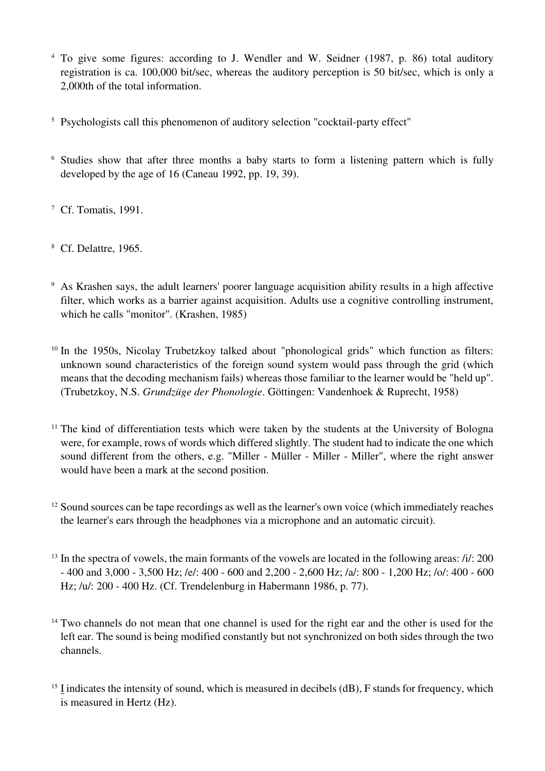[4] To give some figures: according to J. Wendler and W. Seidner (1987, p. 86) total auditory registration is ca. 100,000 bit/sec, whereas the auditory perception is 50 bit/sec, which is only a 2,000th of the total information.

[5] Psychologists call this phenomenon of auditory selection "cocktail-party effect"

[6] Studies show that after three months a baby starts to form a listening pattern which is fully developed by the age of 16 (Caneau 1992, pp. 19, 39).

[7] Cf. Tomatis, 1991.

[8] Cf. Delattre, 1965.

[9] As Krashen says, the adult learners' poorer language acquisition ability results in a high affective filter, which works as a barrier against acquisition. Adults use a cognitive controlling instrument, which he calls "monitor". (Krashen, 1985)

[10] In the 1950s, Nicolay Trubetzkoy talked about "phonological grids" which function as filters: unknown sound characteristics of the foreign sound system would pass through the grid (which means that the decoding mechanism fails) whereas those familiar to the learner would be "held up". (Trubetzkoy, N.S. *Grundzüge der Phonologie*. Göttingen: Vandenhoek & Ruprecht, 1958)

[11] The kind of differentiation tests which were taken by the students at the University of Bologna were, for example, rows of words which differed slightly. The student had to indicate the one which sound different from the others, e.g. "Miller - Müller - Miller - Miller", where the right answer would have been a mark at the second position.

[12] Sound sources can be tape recordings as well as the learner's own voice (which immediately reaches the learner's ears through the headphones via a microphone and an automatic circuit).

[13] In the spectra of vowels, the main formants of the vowels are located in the following areas: /i/: 200 - 400 and 3,000 - 3,500 Hz; /e/: 400 - 600 and 2,200 - 2,600 Hz; /a/: 800 - 1,200 Hz; /o/: 400 - 600 Hz; /u/: 200 - 400 Hz. (Cf. Trendelenburg in Habermann 1986, p. 77).

[14] Two channels do not mean that one channel is used for the right ear and the other is used for the left ear. The sound is being modified constantly but not synchronized on both sides through the two channels.

[15] I indicates the intensity of sound, which is measured in decibels (dB), F stands for frequency, which is measured in Hertz (Hz).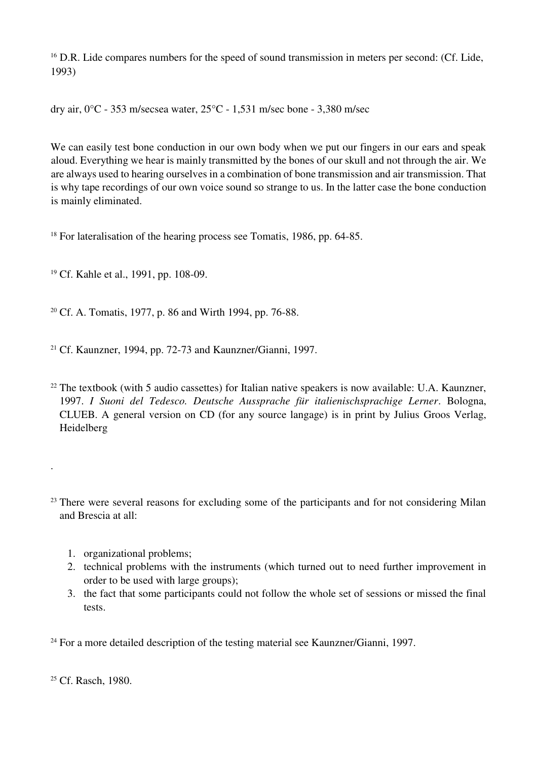[16] D.R. Lide compares numbers for the speed of sound transmission in meters per second: (Cf. Lide, 1993)

dry air, 0°C - 353 m/secsea water, 25°C - 1,531 m/sec bone - 3,380 m/sec

We can easily test bone conduction in our own body when we put our fingers in our ears and speak aloud. Everything we hear is mainly transmitted by the bones of our skull and not through the air. We are always used to hearing ourselves in a combination of bone transmission and air transmission. That is why tape recordings of our own voice sound so strange to us. In the latter case the bone conduction is mainly eliminated.

[18] For lateralisation of the hearing process see Tomatis, 1986, pp. 64-85.

[19] Cf. Kahle et al., 1991, pp. 108-09.

[20] Cf. A. Tomatis, 1977, p. 86 and Wirth 1994, pp. 76-88.

[21] Cf. Kaunzner, 1994, pp. 72-73 and Kaunzner/Gianni, 1997.

[22] The textbook (with 5 audio cassettes) for Italian native speakers is now available: U.A. Kaunzner, 1997. *I Suoni del Tedesco. Deutsche Aussprache für italienischsprachige Lerner*. Bologna, CLUEB. A general version on CD (for any source langage) is in print by Julius Groos Verlag, Heidelberg

.

[23] There were several reasons for excluding some of the participants and for not considering Milan and Brescia at all:

1. organizational problems;
2. technical problems with the instruments (which turned out to need further improvement in order to be used with large groups);
3. the fact that some participants could not follow the whole set of sessions or missed the final tests.

[24] For a more detailed description of the testing material see Kaunzner/Gianni, 1997.

[25] Cf. Rasch, 1980.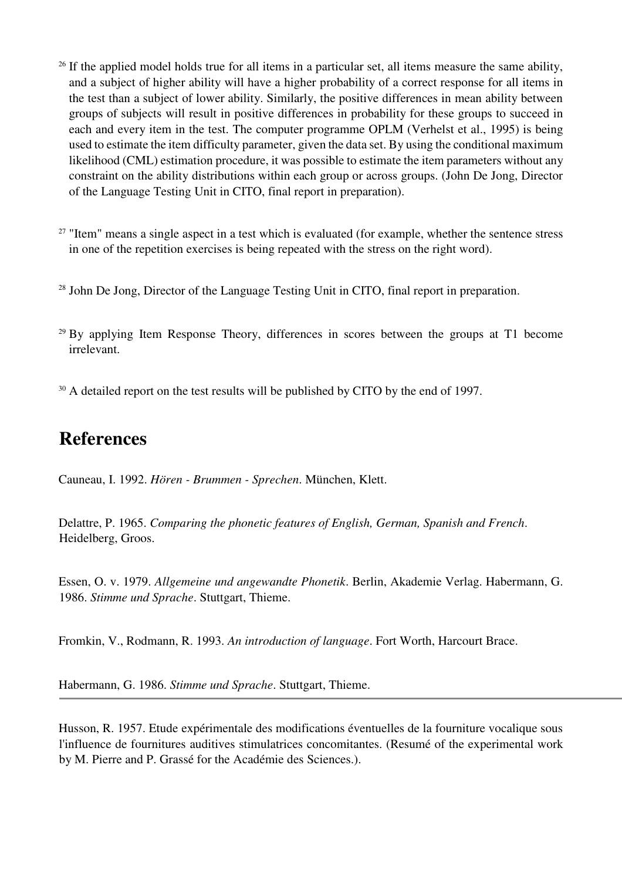[26] If the applied model holds true for all items in a particular set, all items measure the same ability, and a subject of higher ability will have a higher probability of a correct response for all items in the test than a subject of lower ability. Similarly, the positive differences in mean ability between groups of subjects will result in positive differences in probability for these groups to succeed in each and every item in the test. The computer programme OPLM (Verhelst et al., 1995) is being used to estimate the item difficulty parameter, given the data set. By using the conditional maximum likelihood (CML) estimation procedure, it was possible to estimate the item parameters without any constraint on the ability distributions within each group or across groups. (John De Jong, Director of the Language Testing Unit in CITO, final report in preparation).

[27] "Item" means a single aspect in a test which is evaluated (for example, whether the sentence stress in one of the repetition exercises is being repeated with the stress on the right word).

[28] John De Jong, Director of the Language Testing Unit in CITO, final report in preparation.

[29] By applying Item Response Theory, differences in scores between the groups at T1 become irrelevant.

[30] A detailed report on the test results will be published by CITO by the end of 1997.

## References

Cauneau, I. 1992. *Hören - Brummen - Sprechen*. München, Klett.

Delattre, P. 1965. *Comparing the phonetic features of English, German, Spanish and French*. Heidelberg, Groos.

Essen, O. v. 1979. *Allgemeine und angewandte Phonetik*. Berlin, Akademie Verlag. Habermann, G. 1986. *Stimme und Sprache*. Stuttgart, Thieme.

Fromkin, V., Rodmann, R. 1993. *An introduction of language*. Fort Worth, Harcourt Brace.

Habermann, G. 1986. *Stimme und Sprache*. Stuttgart, Thieme.

Husson, R. 1957. Etude expérimentale des modifications éventuelles de la fourniture vocalique sous l'influence de fournitures auditives stimulatrices concomitantes. (Resumé of the experimental work by M. Pierre and P. Grassé for the Académie des Sciences.).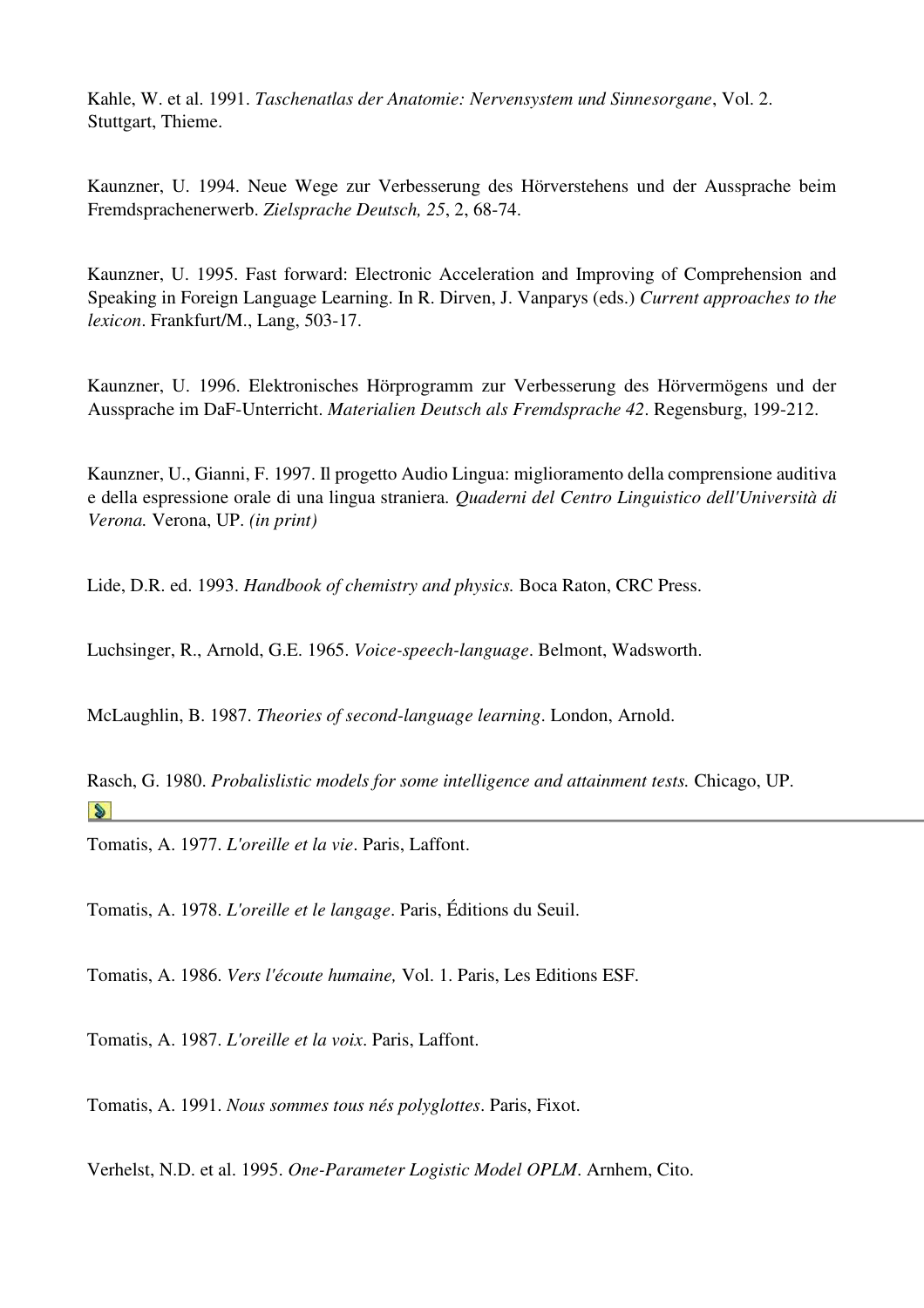Kahle, W. et al. 1991. *Taschenatlas der Anatomie: Nervensystem und Sinnesorgane*, Vol. 2. Stuttgart, Thieme.

Kaunzner, U. 1994. Neue Wege zur Verbesserung des Hörverstehens und der Aussprache beim Fremdsprachenerwerb. *Zielsprache Deutsch, 25*, 2, 68-74.

Kaunzner, U. 1995. Fast forward: Electronic Acceleration and Improving of Comprehension and Speaking in Foreign Language Learning. In R. Dirven, J. Vanparys (eds.) *Current approaches to the lexicon*. Frankfurt/M., Lang, 503-17.

Kaunzner, U. 1996. Elektronisches Hörprogramm zur Verbesserung des Hörvermögens und der Aussprache im DaF-Unterricht. *Materialien Deutsch als Fremdsprache 42*. Regensburg, 199-212.

Kaunzner, U., Gianni, F. 1997. Il progetto Audio Lingua: miglioramento della comprensione auditiva e della espressione orale di una lingua straniera. *Quaderni del Centro Linguistico dell'Università di Verona.* Verona, UP. *(in print)*

Lide, D.R. ed. 1993. *Handbook of chemistry and physics.* Boca Raton, CRC Press.

Luchsinger, R., Arnold, G.E. 1965. *Voice-speech-language*. Belmont, Wadsworth.

McLaughlin, B. 1987. *Theories of second-language learning*. London, Arnold.

Rasch, G. 1980. *Probalislistic models for some intelligence and attainment tests.* Chicago, UP.

---

Tomatis, A. 1977. *L'oreille et la vie*. Paris, Laffont.

Tomatis, A. 1978. *L'oreille et le langage*. Paris, Éditions du Seuil.

Tomatis, A. 1986. *Vers l'écoute humaine,* Vol. 1. Paris, Les Editions ESF.

Tomatis, A. 1987. *L'oreille et la voix*. Paris, Laffont.

Tomatis, A. 1991. *Nous sommes tous nés polyglottes*. Paris, Fixot.

Verhelst, N.D. et al. 1995. *One-Parameter Logistic Model OPLM*. Arnhem, Cito.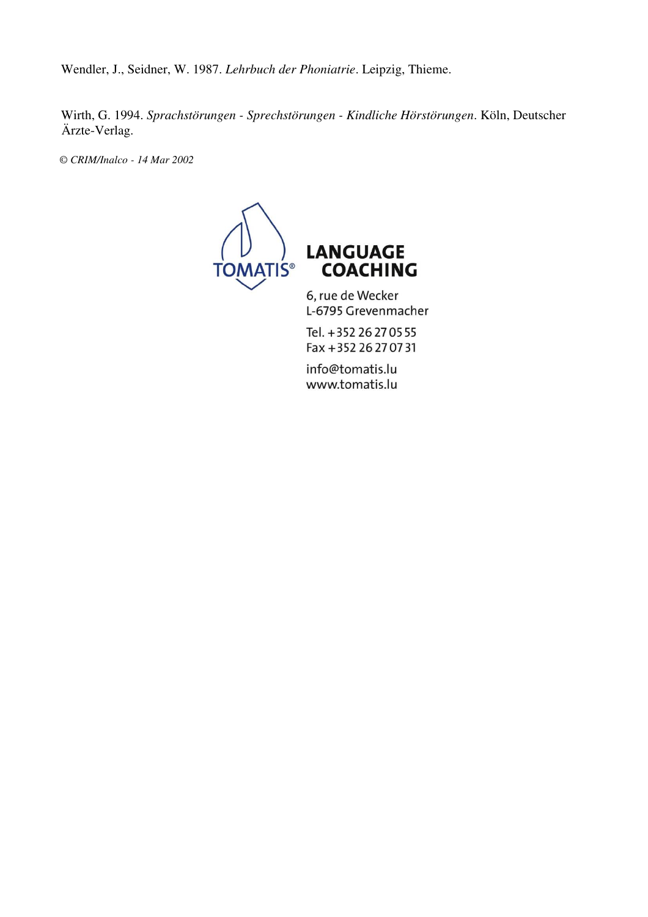Wendler, J., Seidner, W. 1987. *Lehrbuch der Phoniatrie*. Leipzig, Thieme.

Wirth, G. 1994. *Sprachstörungen - Sprechstörungen - Kindliche Hörstörungen*. Köln, Deutscher Ärzte-Verlag.

*© CRIM/Inalco - 14 Mar 2002*

TOMATIS®

**LANGUAGE COACHING**

6, rue de Wecker
L-6795 Grevenmacher

Tel. +352 26 27 05 55
Fax +352 26 27 07 31

info@tomatis.lu
www.tomatis.lu